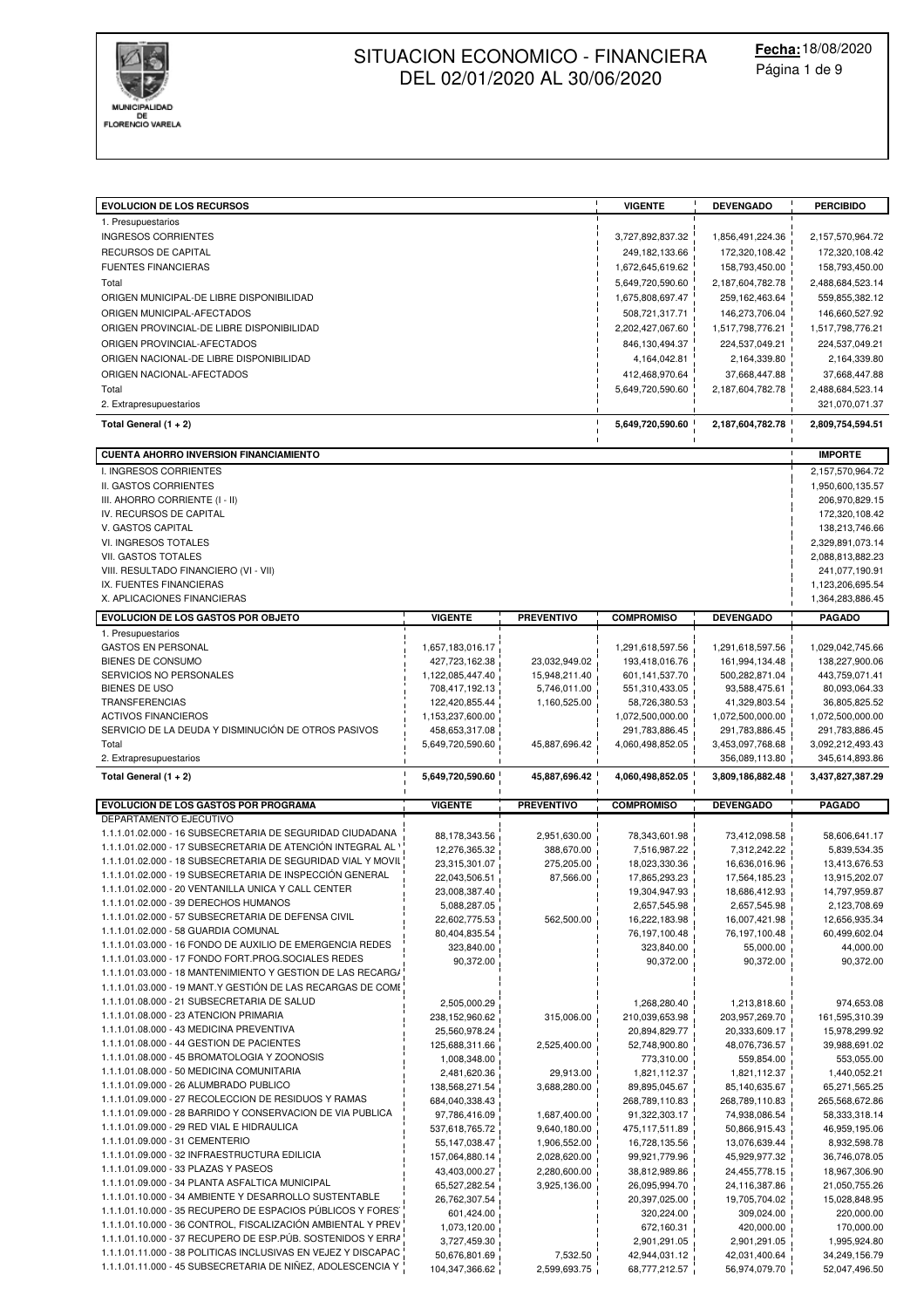MUNICIPALIDAD DE FLORENCIO VARELA

# SITUACION ECONOMICO - FINANCIERA DEL 02/01/2020 AL 30/06/2020

**Fecha:** 18/08/2020

| EVOLUCION DE LOS RECURSOS | VIGENTE | DEVENGADO | PERCIBIDO |
|---|---|---|---|
| 1. Presupuestarios | | | |
| INGRESOS CORRIENTES | 3,727,892,837.32 | 1,856,491,224.36 | 2,157,570,964.72 |
| RECURSOS DE CAPITAL | 249,182,133.66 | 172,320,108.42 | 172,320,108.42 |
| FUENTES FINANCIERAS | 1,672,645,619.62 | 158,793,450.00 | 158,793,450.00 |
| Total | 5,649,720,590.60 | 2,187,604,782.78 | 2,488,684,523.14 |
| ORIGEN MUNICIPAL-DE LIBRE DISPONIBILIDAD | 1,675,808,697.47 | 259,162,463.64 | 559,855,382.12 |
| ORIGEN MUNICIPAL-AFECTADOS | 508,721,317.71 | 146,273,706.04 | 146,660,527.92 |
| ORIGEN PROVINCIAL-DE LIBRE DISPONIBILIDAD | 2,202,427,067.60 | 1,517,798,776.21 | 1,517,798,776.21 |
| ORIGEN PROVINCIAL-AFECTADOS | 846,130,494.37 | 224,537,049.21 | 224,537,049.21 |
| ORIGEN NACIONAL-DE LIBRE DISPONIBILIDAD | 4,164,042.81 | 2,164,339.80 | 2,164,339.80 |
| ORIGEN NACIONAL-AFECTADOS | 412,468,970.64 | 37,668,447.88 | 37,668,447.88 |
| Total | 5,649,720,590.60 | 2,187,604,782.78 | 2,488,684,523.14 |
| 2. Extrapresupuestarios | | | 321,070,071.37 |
| **Total General (1 + 2)** | **5,649,720,590.60** | **2,187,604,782.78** | **2,809,754,594.51** |

| CUENTA AHORRO INVERSION FINANCIAMIENTO | IMPORTE |
|---|---|
| I. INGRESOS CORRIENTES | 2,157,570,964.72 |
| II. GASTOS CORRIENTES | 1,950,600,135.57 |
| III. AHORRO CORRIENTE (I - II) | 206,970,829.15 |
| IV. RECURSOS DE CAPITAL | 172,320,108.42 |
| V. GASTOS CAPITAL | 138,213,746.66 |
| VI. INGRESOS TOTALES | 2,329,891,073.14 |
| VII. GASTOS TOTALES | 2,088,813,882.23 |
| VIII. RESULTADO FINANCIERO (VI - VII) | 241,077,190.91 |
| IX. FUENTES FINANCIERAS | 1,123,206,695.54 |
| X. APLICACIONES FINANCIERAS | 1,364,283,886.45 |

| EVOLUCION DE LOS GASTOS POR OBJETO | VIGENTE | PREVENTIVO | COMPROMISO | DEVENGADO | PAGADO |
|---|---|---|---|---|---|
| 1. Presupuestarios | | | | | |
| GASTOS EN PERSONAL | 1,657,183,016.17 | | 1,291,618,597.56 | 1,291,618,597.56 | 1,029,042,745.66 |
| BIENES DE CONSUMO | 427,723,162.38 | 23,032,949.02 | 193,418,016.76 | 161,994,134.48 | 138,227,900.06 |
| SERVICIOS NO PERSONALES | 1,122,085,447.40 | 15,948,211.40 | 601,141,537.70 | 500,282,871.04 | 443,759,071.41 |
| BIENES DE USO | 708,417,192.13 | 5,746,011.00 | 551,310,433.05 | 93,588,475.61 | 80,093,064.33 |
| TRANSFERENCIAS | 122,420,855.44 | 1,160,525.00 | 58,726,380.53 | 41,329,803.54 | 36,805,825.52 |
| ACTIVOS FINANCIEROS | 1,153,237,600.00 | | 1,072,500,000.00 | 1,072,500,000.00 | 1,072,500,000.00 |
| SERVICIO DE LA DEUDA Y DISMINUCIÓN DE OTROS PASIVOS | 458,653,317.08 | | 291,783,886.45 | 291,783,886.45 | 291,783,886.45 |
| Total | 5,649,720,590.60 | 45,887,696.42 | 4,060,498,852.05 | 3,453,097,768.68 | 3,092,212,493.43 |
| 2. Extrapresupuestarios | | | | 356,089,113.80 | 345,614,893.86 |
| **Total General (1 + 2)** | **5,649,720,590.60** | **45,887,696.42** | **4,060,498,852.05** | **3,809,186,882.48** | **3,437,827,387.29** |

| EVOLUCION DE LOS GASTOS POR PROGRAMA | VIGENTE | PREVENTIVO | COMPROMISO | DEVENGADO | PAGADO |
|---|---|---|---|---|---|
| DEPARTAMENTO EJECUTIVO | | | | | |
| 1.1.1.01.02.000 - 16 SUBSECRETARIA DE SEGURIDAD CIUDADANA | 88,178,343.56 | 2,951,630.00 | 78,343,601.98 | 73,412,098.58 | 58,606,641.17 |
| 1.1.1.01.02.000 - 17 SUBSECRETARIA DE ATENCIÓN INTEGRAL AL | 12,276,365.32 | 388,670.00 | 7,516,987.22 | 7,312,242.22 | 5,839,534.35 |
| 1.1.1.01.02.000 - 18 SUBSECRETARIA DE SEGURIDAD VIAL Y MOVIL | 23,315,301.07 | 275,205.00 | 18,023,330.36 | 16,636,016.96 | 13,413,676.53 |
| 1.1.1.01.02.000 - 19 SUBSECRETARIA DE INSPECCIÓN GENERAL | 22,043,506.51 | 87,566.00 | 17,865,293.23 | 17,564,185.23 | 13,915,202.07 |
| 1.1.1.01.02.000 - 20 VENTANILLA UNICA Y CALL CENTER | 23,008,387.40 | | 19,304,947.93 | 18,686,412.93 | 14,797,959.87 |
| 1.1.1.01.02.000 - 39 DERECHOS HUMANOS | 5,088,287.05 | | 2,657,545.98 | 2,657,545.98 | 2,123,708.69 |
| 1.1.1.01.02.000 - 57 SUBSECRETARIA DE DEFENSA CIVIL | 22,602,775.53 | 562,500.00 | 16,222,183.98 | 16,007,421.98 | 12,656,935.34 |
| 1.1.1.01.02.000 - 58 GUARDIA COMUNAL | 80,404,835.54 | | 76,197,100.48 | 76,197,100.48 | 60,499,602.04 |
| 1.1.1.01.03.000 - 16 FONDO DE AUXILIO DE EMERGENCIA REDES | 323,840.00 | | 323,840.00 | 55,000.00 | 44,000.00 |
| 1.1.1.01.03.000 - 17 FONDO FORT.PROG.SOCIALES REDES | 90,372.00 | | 90,372.00 | 90,372.00 | 90,372.00 |
| 1.1.1.01.03.000 - 18 MANTENIMIENTO Y GESTION DE LAS RECARGA | | | | | |
| 1.1.1.01.03.000 - 19 MANT.Y GESTIÓN DE LAS RECARGAS DE COME | | | | | |
| 1.1.1.01.08.000 - 21 SUBSECRETARIA DE SALUD | 2,505,000.29 | | 1,268,280.40 | 1,213,818.60 | 974,653.08 |
| 1.1.1.01.08.000 - 23 ATENCION PRIMARIA | 238,152,960.62 | 315,006.00 | 210,039,653.98 | 203,957,269.70 | 161,595,310.39 |
| 1.1.1.01.08.000 - 43 MEDICINA PREVENTIVA | 25,560,978.24 | | 20,894,829.77 | 20,333,609.17 | 15,978,299.92 |
| 1.1.1.01.08.000 - 44 GESTION DE PACIENTES | 125,688,311.66 | 2,525,400.00 | 52,748,900.80 | 48,076,736.57 | 39,988,691.02 |
| 1.1.1.01.08.000 - 45 BROMATOLOGIA Y ZOONOSIS | 1,008,348.00 | | 773,310.00 | 559,854.00 | 553,055.00 |
| 1.1.1.01.08.000 - 50 MEDICINA COMUNITARIA | 2,481,620.36 | 29,913.00 | 1,821,112.37 | 1,821,112.37 | 1,440,052.21 |
| 1.1.1.01.09.000 - 26 ALUMBRADO PUBLICO | 138,568,271.54 | 3,688,280.00 | 89,895,045.67 | 85,140,635.67 | 65,271,565.25 |
| 1.1.1.01.09.000 - 27 RECOLECCION DE RESIDUOS Y RAMAS | 684,040,338.43 | | 268,789,110.83 | 268,789,110.83 | 265,568,672.86 |
| 1.1.1.01.09.000 - 28 BARRIDO Y CONSERVACION DE VIA PUBLICA | 97,786,416.09 | 1,687,400.00 | 91,322,303.17 | 74,938,086.54 | 58,333,318.14 |
| 1.1.1.01.09.000 - 29 RED VIAL E HIDRAULICA | 537,618,765.72 | 9,640,180.00 | 475,117,511.89 | 50,866,915.43 | 46,959,195.06 |
| 1.1.1.01.09.000 - 31 CEMENTERIO | 55,147,038.47 | 1,906,552.00 | 16,728,135.56 | 13,076,639.44 | 8,932,598.78 |
| 1.1.1.01.09.000 - 32 INFRAESTRUCTURA EDILICIA | 157,064,880.14 | 2,028,620.00 | 99,921,779.96 | 45,929,977.32 | 36,746,078.05 |
| 1.1.1.01.09.000 - 33 PLAZAS Y PASEOS | 43,403,000.27 | 2,280,600.00 | 38,812,989.86 | 24,455,778.15 | 18,967,306.90 |
| 1.1.1.01.09.000 - 34 PLANTA ASFALTICA MUNICIPAL | 65,527,282.54 | 3,925,136.00 | 26,095,994.70 | 24,116,387.86 | 21,050,755.26 |
| 1.1.1.01.10.000 - 34 AMBIENTE Y DESARROLLO SUSTENTABLE | 26,762,307.54 | | 20,397,025.00 | 19,705,704.02 | 15,028,848.95 |
| 1.1.1.01.10.000 - 35 RECUPERO DE ESPACIOS PÚBLICOS Y FORES | 601,424.00 | | 320,224.00 | 309,024.00 | 220,000.00 |
| 1.1.1.01.10.000 - 36 CONTROL, FISCALIZACIÓN AMBIENTAL Y PREV | 1,073,120.00 | | 672,160.31 | 420,000.00 | 170,000.00 |
| 1.1.1.01.10.000 - 37 RECUPERO DE ESP.PÚB. SOSTENIDOS Y ERRA | 3,727,459.30 | | 2,901,291.05 | 2,901,291.05 | 1,995,924.80 |
| 1.1.1.01.11.000 - 38 POLITICAS INCLUSIVAS EN VEJEZ Y DISCAPAC | 50,676,801.69 | 7,532.50 | 42,944,031.12 | 42,031,400.64 | 34,249,156.79 |
| 1.1.1.01.11.000 - 45 SUBSECRETARIA DE NIÑEZ, ADOLESCENCIA Y | 104,347,366.62 | 2,599,693.75 | 68,777,212.57 | 56,974,079.70 | 52,047,496.50 |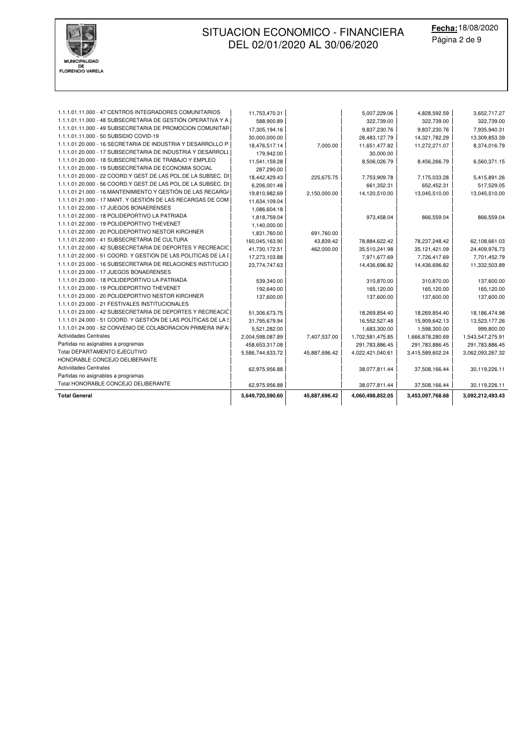# SITUACION ECONOMICO - FINANCIERA DEL 02/01/2020 AL 30/06/2020

**Fecha:** 18/08/2020

MUNICIPALIDAD DE FLORENCIO VARELA

| | | | | | |
|---|---|---|---|---|---|
| 1.1.1.01.11.000 - 47 CENTROS INTEGRADORES COMUNITARIOS | 11,753,470.31 | | 5,007,229.06 | 4,828,592.59 | 3,652,717.27 |
| 1.1.1.01.11.000 - 48 SUBSECRETARIA DE GESTIÓN OPERATIVA Y A | 588,900.89 | | 322,739.00 | 322,739.00 | 322,739.00 |
| 1.1.1.01.11.000 - 49 SUBSECRETARIA DE PROMOCION COMUNITAR | 17,305,194.16 | | 9,837,230.76 | 9,837,230.76 | 7,935,940.31 |
| 1.1.1.01.11.000 - 50 SUBSIDIO COVID-19 | 30,000,000.00 | | 28,483,127.79 | 14,321,782.29 | 13,309,853.39 |
| 1.1.1.01.20.000 - 16 SECRETARIA DE INDUSTRIA Y DESARROLLO P | 18,476,517.14 | 7,000.00 | 11,651,477.82 | 11,272,271.07 | 8,374,016.79 |
| 1.1.1.01.20.000 - 17 SUBSECRETARIA DE INDUSTRIA Y DESARROLL | 179,942.00 | | 30,000.00 | | |
| 1.1.1.01.20.000 - 18 SUBSECRETARIA DE TRABAJO Y EMPLEO | 11,541,159.28 | | 8,506,026.79 | 8,456,266.79 | 6,560,371.15 |
| 1.1.1.01.20.000 - 19 SUBSECRETARIA DE ECONOMIA SOCIAL | 287,290.00 | | | | |
| 1.1.1.01.20.000 - 22 COORD.Y GEST.DE LAS POL.DE LA SUBSEC. DI | 18,442,429.43 | 225,675.75 | 7,753,909.78 | 7,175,033.28 | 5,415,891.26 |
| 1.1.1.01.20.000 - 56 COORD.Y GEST.DE LAS POL.DE LA SUBSEC. DI | 6,206,001.48 | | 661,352.31 | 652,452.31 | 517,529.05 |
| 1.1.1.01.21.000 - 16 MANTENIMIENTO Y GESTIÓN DE LAS RECARG/ | 19,810,982.69 | 2,150,000.00 | 14,120,510.00 | 13,045,510.00 | 13,045,510.00 |
| 1.1.1.01.21.000 - 17 MANT. Y GESTIÓN DE LAS RECARGAS DE COM | 11,634,109.04 | | | | |
| 1.1.1.01.22.000 - 17 JUEGOS BONAERENSES | 1,086,604.18 | | | | |
| 1.1.1.01.22.000 - 18 POLIDEPORTIVO LA PATRIADA | 1,818,759.04 | | 973,458.04 | 866,559.04 | 866,559.04 |
| 1.1.1.01.22.000 - 19 POLIDEPORTIVO THEVENET | 1,140,000.00 | | | | |
| 1.1.1.01.22.000 - 20 POLIDEPORTIVO NESTOR KIRCHNER | 1,831,760.00 | 691,760.00 | | | |
| 1.1.1.01.22.000 - 41 SUBSECRETARIA DE CULTURA | 160,045,163.90 | 43,839.42 | 78,884,622.42 | 78,237,248.42 | 62,108,661.03 |
| 1.1.1.01.22.000 - 42 SUBSECRETARIA DE DEPORTES Y RECREACIC | 41,730,172.51 | 462,000.00 | 35,510,241.98 | 35,121,421.09 | 24,409,976.73 |
| 1.1.1.01.22.000 - 51 COORD. Y GESTION DE LAS POLITICAS DE LA I | 17,273,103.88 | | 7,971,677.69 | 7,726,417.69 | 7,701,452.79 |
| 1.1.1.01.23.000 - 16 SUBSECRETARIA DE RELACIONES INSTITUCIO | 23,774,747.63 | | 14,436,696.82 | 14,436,696.82 | 11,332,503.89 |
| 1.1.1.01.23.000 - 17 JUEGOS BONAERENSES | | | | | |
| 1.1.1.01.23.000 - 18 POLIDEPORTIVO LA PATRIADA | 539,340.00 | | 310,870.00 | 310,870.00 | 137,600.00 |
| 1.1.1.01.23.000 - 19 POLIDEPORTIVO THEVENET | 192,640.00 | | 165,120.00 | 165,120.00 | 165,120.00 |
| 1.1.1.01.23.000 - 20 POLIDEPORTIVO NESTOR KIRCHNER | 137,600.00 | | 137,600.00 | 137,600.00 | 137,600.00 |
| 1.1.1.01.23.000 - 21 FESTIVALES INSTITUCIONALES | | | | | |
| 1.1.1.01.23.000 - 42 SUBSECRETARIA DE DEPORTES Y RECREACIÓ | 51,306,673.75 | | 18,269,854.40 | 18,269,854.40 | 18,186,474.98 |
| 1.1.1.01.24.000 - 51 COORD. Y GESTIÓN DE LAS POLÍTICAS DE LA S | 31,795,679.94 | | 16,552,527.48 | 15,909,642.13 | 13,523,177.26 |
| 1.1.1.01.24.000 - 52 CONVENIO DE COLABORACION PRIMERA INFA | 5,521,282.00 | | 1,683,300.00 | 1,598,300.00 | 999,800.00 |
| Actividades Centrales | 2,004,598,087.89 | 7,407,537.00 | 1,702,581,475.85 | 1,666,878,280.69 | 1,543,547,275.91 |
| Partidas no asignables a programas | 458,653,317.08 | | 291,783,886.45 | 291,783,886.45 | 291,783,886.45 |
| Total DEPARTAMENTO EJECUTIVO | 5,586,744,633.72 | 45,887,696.42 | 4,022,421,040.61 | 3,415,589,602.24 | 3,062,093,267.32 |
| HONORABLE CONCEJO DELIBERANTE | | | | | |
| Actividades Centrales | 62,975,956.88 | | 38,077,811.44 | 37,508,166.44 | 30,119,226.11 |
| Partidas no asignables a programas | | | | | |
| Total HONORABLE CONCEJO DELIBERANTE | 62,975,956.88 | | 38,077,811.44 | 37,508,166.44 | 30,119,226.11 |
| **Total General** | **5,649,720,590.60** | **45,887,696.42** | **4,060,498,852.05** | **3,453,097,768.68** | **3,092,212,493.43** |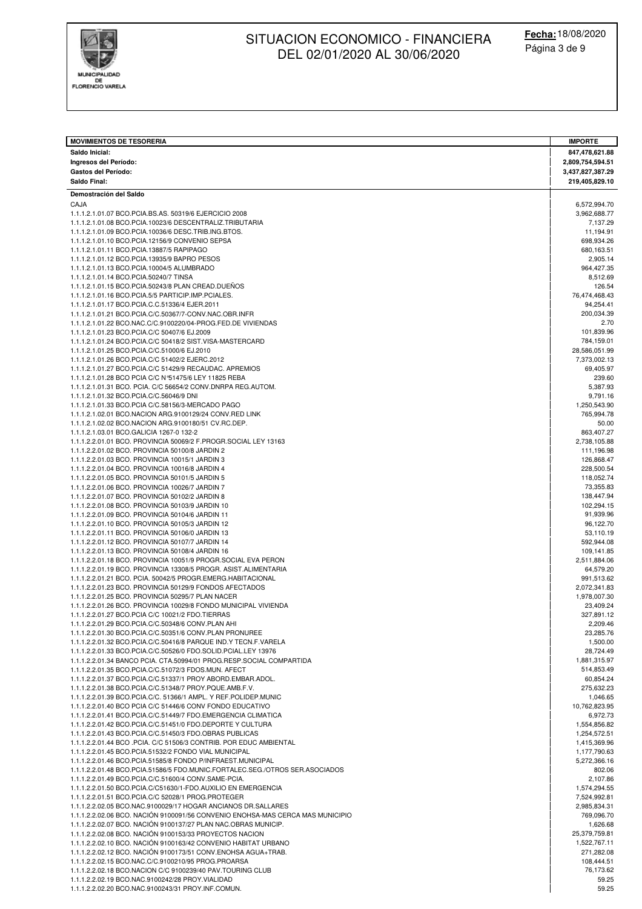# SITUACION ECONOMICO - FINANCIERA DEL 02/01/2020 AL 30/06/2020

**Fecha:** 18/08/2020

| MOVIMIENTOS DE TESORERIA | IMPORTE |
|---|---|
| **Saldo Inicial:** | **847,478,621.88** |
| **Ingresos del Período:** | **2,809,754,594.51** |
| **Gastos del Período:** | **3,437,827,387.29** |
| **Saldo Final:** | **219,405,829.10** |
| **Demostración del Saldo** | |
| CAJA | 6,572,994.70 |
| 1.1.1.2.1.01.07 BCO.PCIA.BS.AS. 50319/6 EJERCICIO 2008 | 3,962,688.77 |
| 1.1.1.2.1.01.08 BCO.PCIA.10023/6 DESCENTRALIZ.TRIBUTARIA | 7,137.29 |
| 1.1.1.2.1.01.09 BCO.PCIA.10036/6 DESC.TRIB.ING.BTOS. | 11,194.91 |
| 1.1.1.2.1.01.10 BCO.PCIA.12156/9 CONVENIO SEPSA | 698,934.26 |
| 1.1.1.2.1.01.11 BCO.PCIA.13887/5 RAPIPAGO | 680,163.51 |
| 1.1.1.2.1.01.12 BCO.PCIA.13935/9 BAPRO PESOS | 2,905.14 |
| 1.1.1.2.1.01.13 BCO.PCIA.10004/5 ALUMBRADO | 964,427.35 |
| 1.1.1.2.1.01.14 BCO.PCIA.50240/7 TINSA | 8,512.69 |
| 1.1.1.2.1.01.15 BCO.PCIA.50243/8 PLAN CREAD.DUEÑOS | 126.54 |
| 1.1.1.2.1.01.16 BCO.PCIA.5/5 PARTICIP.IMP.PCIALES. | 76,474,468.43 |
| 1.1.1.2.1.01.17 BCO.PCIA.C.C.51336/4 EJER.2011 | 94,254.41 |
| 1.1.1.2.1.01.21 BCO.PCIA.C/C.50367/7-CONV.NAC.OBR.INFR | 200,034.39 |
| 1.1.1.2.1.01.22 BCO.NAC.C/C.9100220/04-PROG.FED.DE VIVIENDAS | 2.70 |
| 1.1.1.2.1.01.23 BCO.PCIA.C/C 50407/6 EJ.2009 | 101,839.96 |
| 1.1.1.2.1.01.24 BCO.PCIA.C/C 50418/2 SIST.VISA-MASTERCARD | 784,159.01 |
| 1.1.1.2.1.01.25 BCO.PCIA.C/C.51000/6 EJ.2010 | 28,586,051.99 |
| 1.1.1.2.1.01.26 BCO.PCIA.C/C 51402/2 EJERC.2012 | 7,373,002.13 |
| 1.1.1.2.1.01.27 BCO.PCIA.C/C 51429/9 RECAUDAC. APREMIOS | 69,405.97 |
| 1.1.1.2.1.01.28 BCO PCIA C/C N°51475/6 LEY 11825 REBA | 239.60 |
| 1.1.1.2.1.01.31 BCO. PCIA. C/C 56654/2 CONV.DNRPA REG.AUTOM. | 5,387.93 |
| 1.1.1.2.1.01.32 BCO.PCIA.C/C.56046/9 DNI | 9,791.16 |
| 1.1.1.2.1.01.33 BCO.PCIA C/C.58156/3-MERCADO PAGO | 1,250,543.90 |
| 1.1.1.2.1.02.01 BCO.NACION ARG.9100129/24 CONV.RED LINK | 765,994.78 |
| 1.1.1.2.1.02.02 BCO.NACION ARG.9100180/51 CV.RC.DEP. | 50.00 |
| 1.1.1.2.1.03.01 BCO.GALICIA 1267-0 132-2 | 863,407.27 |
| 1.1.1.2.2.01.01 BCO. PROVINCIA 50069/2 F.PROGR.SOCIAL LEY 13163 | 2,738,105.88 |
| 1.1.1.2.2.01.02 BCO. PROVINCIA 50100/8 JARDIN 2 | 111,196.98 |
| 1.1.1.2.2.01.03 BCO. PROVINCIA 10015/1 JARDIN 3 | 126,868.47 |
| 1.1.1.2.2.01.04 BCO. PROVINCIA 10016/8 JARDIN 4 | 228,500.54 |
| 1.1.1.2.2.01.05 BCO. PROVINCIA 50101/5 JARDIN 5 | 118,052.74 |
| 1.1.1.2.2.01.06 BCO. PROVINCIA 10026/7 JARDIN 7 | 73,355.83 |
| 1.1.1.2.2.01.07 BCO. PROVINCIA 50102/2 JARDIN 8 | 138,447.94 |
| 1.1.1.2.2.01.08 BCO. PROVINCIA 50103/9 JARDIN 10 | 102,294.15 |
| 1.1.1.2.2.01.09 BCO. PROVINCIA 50104/6 JARDIN 11 | 91,939.96 |
| 1.1.1.2.2.01.10 BCO. PROVINCIA 50105/3 JARDIN 12 | 96,122.70 |
| 1.1.1.2.2.01.11 BCO. PROVINCIA 50106/0 JARDIN 13 | 53,110.19 |
| 1.1.1.2.2.01.12 BCO. PROVINCIA 50107/7 JARDIN 14 | 592,944.08 |
| 1.1.1.2.2.01.13 BCO. PROVINCIA 50108/4 JARDIN 16 | 109,141.85 |
| 1.1.1.2.2.01.18 BCO. PROVINCIA 10051/9 PROGR.SOCIAL EVA PERON | 2,511,884.06 |
| 1.1.1.2.2.01.19 BCO. PROVINCIA 13308/5 PROGR. ASIST.ALIMENTARIA | 64,579.20 |
| 1.1.1.2.2.01.21 BCO. PCIA. 50042/5 PROGR.EMERG.HABITACIONAL | 991,513.62 |
| 1.1.1.2.2.01.23 BCO. PROVINCIA 50129/9 FONDOS AFECTADOS | 2,072,341.83 |
| 1.1.1.2.2.01.25 BCO. PROVINCIA 50295/7 PLAN NACER | 1,978,007.30 |
| 1.1.1.2.2.01.26 BCO. PROVINCIA 10029/8 FONDO MUNICIPAL VIVIENDA | 23,409.24 |
| 1.1.1.2.2.01.27 BCO.PCIA C/C 10021/2 FDO.TIERRAS | 327,891.12 |
| 1.1.1.2.2.01.29 BCO.PCIA.C/C.50348/6 CONV.PLAN AHI | 2,209.46 |
| 1.1.1.2.2.01.30 BCO.PCIA.C/C.50351/6 CONV.PLAN PRONUREE | 23,285.76 |
| 1.1.1.2.2.01.32 BCO.PCIA.C/C.50416/8 PARQUE IND.Y TECN.F.VARELA | 1,500.00 |
| 1.1.1.2.2.01.33 BCO.PCIA.C/C.50526/0 FDO.SOLID.PCIAL.LEY 13976 | 28,724.49 |
| 1.1.1.2.2.01.34 BANCO PCIA. CTA.50994/01 PROG.RESP.SOCIAL COMPARTIDA | 1,881,315.97 |
| 1.1.1.2.2.01.35 BCO.PCIA.C/C.51072/3 FDOS.MUN. AFECT | 514,853.49 |
| 1.1.1.2.2.01.37 BCO.PCIA.C/C.51337/1 PROY ABORD.EMBAR.ADOL. | 60,854.24 |
| 1.1.1.2.2.01.38 BCO.PCIA.C/C.51348/7 PROY.PQUE.AMB.F.V. | 275,632.23 |
| 1.1.1.2.2.01.39 BCO.PCIA.C/C. 51366/1 AMPL. Y REF.POLIDEP.MUNIC | 1,046.65 |
| 1.1.1.2.2.01.40 BCO PCIA C/C 51446/6 CONV FONDO EDUCATIVO | 10,762,823.95 |
| 1.1.1.2.2.01.41 BCO.PCIA.C/C.51449/7 FDO.EMERGENCIA CLIMATICA | 6,972.73 |
| 1.1.1.2.2.01.42 BCO.PCIA.C/C.51451/0 FDO.DEPORTE Y CULTURA | 1,554,856.82 |
| 1.1.1.2.2.01.43 BCO.PCIA.C/C.51450/3 FDO.OBRAS PUBLICAS | 1,254,572.51 |
| 1.1.1.2.2.01.44 BCO .PCIA. C/C 51506/3 CONTRIB. POR EDUC AMBIENTAL | 1,415,369.96 |
| 1.1.1.2.2.01.45 BCO.PCIA.51532/2 FONDO VIAL MUNICIPAL | 1,177,790.63 |
| 1.1.1.2.2.01.46 BCO.PCIA.51585/8 FONDO P/INFRAEST.MUNICIPAL | 5,272,366.16 |
| 1.1.1.2.2.01.48 BCO.PCIA.51586/5 FDO.MUNIC.FORTALEC.SEG./OTROS SER.ASOCIADOS | 802.06 |
| 1.1.1.2.2.01.49 BCO.PCIA.C/C.51600/4 CONV.SAME-PCIA. | 2,107.86 |
| 1.1.1.2.2.01.50 BCO.PCIA.C/C51630/1-FDO.AUXILIO EN EMERGENCIA | 1,574,294.55 |
| 1.1.1.2.2.01.51 BCO.PCIA.C/C 52028/1 PROG.PROTEGER | 7,524,992.81 |
| 1.1.1.2.2.02.05 BCO.NAC.9100029/17 HOGAR ANCIANOS DR.SALLARES | 2,985,834.31 |
| 1.1.1.2.2.02.06 BCO. NACIÓN 9100091/56 CONVENIO ENOHSA-MAS CERCA MAS MUNICIPIO | 769,096.70 |
| 1.1.1.2.2.02.07 BCO. NACIÓN 9100137/27 PLAN NAC.OBRAS MUNICIP. | 1,626.68 |
| 1.1.1.2.2.02.08 BCO. NACIÓN 9100153/33 PROYECTOS NACION | 25,379,759.81 |
| 1.1.1.2.2.02.10 BCO. NACIÓN 9100163/42 CONVENIO HABITAT URBANO | 1,522,767.11 |
| 1.1.1.2.2.02.12 BCO. NACIÓN 9100173/51 CONV.ENOHSA AGUA+TRAB. | 271,282.08 |
| 1.1.1.2.2.02.15 BCO.NAC.C/C.9100210/95 PROG.PROARSA | 108,444.51 |
| 1.1.1.2.2.02.18 BCO.NACION C/C 9100239/40 PAV.TOURING CLUB | 76,173.62 |
| 1.1.1.2.2.02.19 BCO.NAC.9100242/28 PROY.VIALIDAD | 59.25 |
| 1.1.1.2.2.02.20 BCO.NAC.9100243/31 PROY.INF.COMUN. | 59.25 |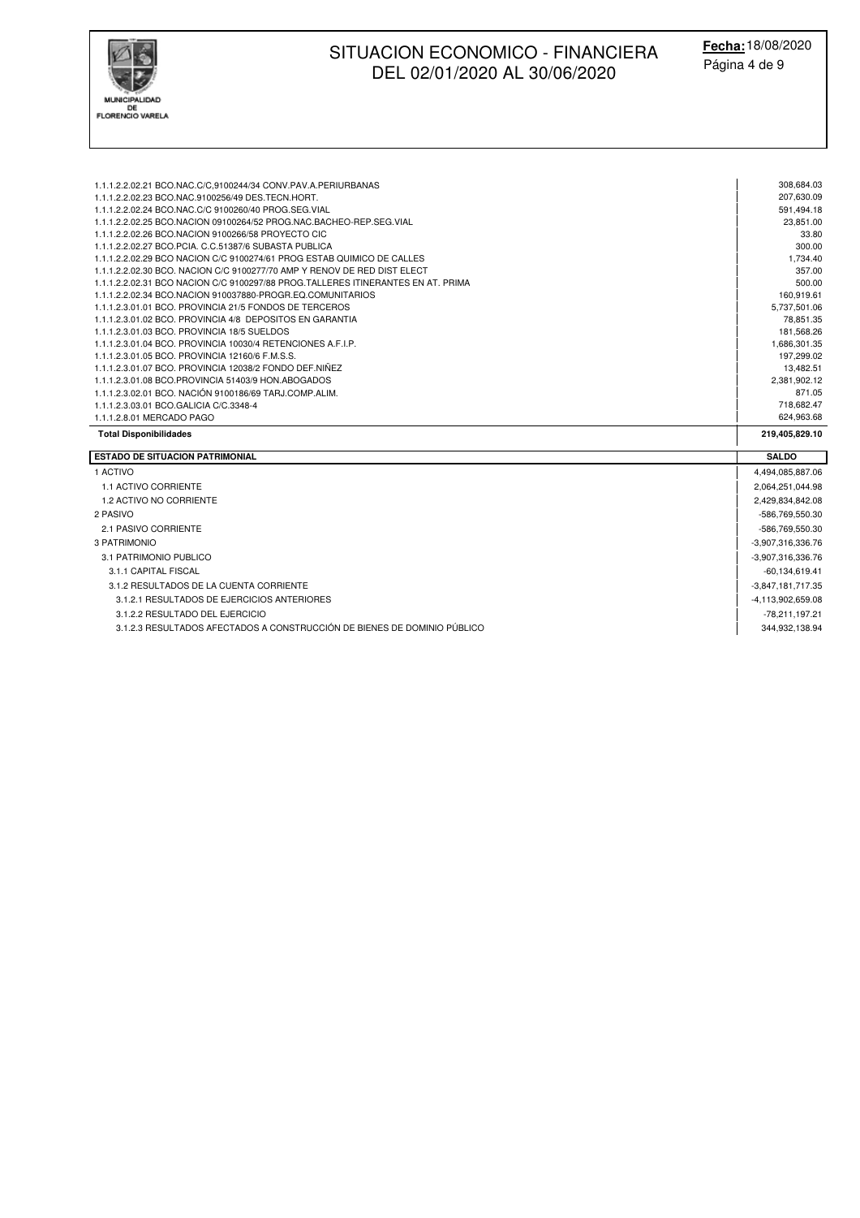| | |
|---|---|
| 1.1.1.2.2.02.21 BCO.NAC.C/C,9100244/34 CONV.PAV.A.PERIURBANAS | 308,684.03 |
| 1.1.1.2.2.02.23 BCO.NAC.9100256/49 DES.TECN.HORT. | 207,630.09 |
| 1.1.1.2.2.02.24 BCO.NAC.C/C 9100260/40 PROG.SEG.VIAL | 591,494.18 |
| 1.1.1.2.2.02.25 BCO.NACION 09100264/52 PROG.NAC.BACHEO-REP.SEG.VIAL | 23,851.00 |
| 1.1.1.2.2.02.26 BCO.NACION 9100266/58 PROYECTO CIC | 33.80 |
| 1.1.1.2.2.02.27 BCO.PCIA. C.C.51387/6 SUBASTA PUBLICA | 300.00 |
| 1.1.1.2.2.02.29 BCO NACION C/C 9100274/61 PROG ESTAB QUIMICO DE CALLES | 1,734.40 |
| 1.1.1.2.2.02.30 BCO. NACION C/C 9100277/70 AMP Y RENOV DE RED DIST ELECT | 357.00 |
| 1.1.1.2.2.02.31 BCO NACION C/C 9100297/88 PROG.TALLERES ITINERANTES EN AT. PRIMA | 500.00 |
| 1.1.1.2.2.02.34 BCO.NACION 910037880-PROGR.EQ.COMUNITARIOS | 160,919.61 |
| 1.1.1.2.3.01.01 BCO. PROVINCIA 21/5 FONDOS DE TERCEROS | 5,737,501.06 |
| 1.1.1.2.3.01.02 BCO. PROVINCIA 4/8 DEPOSITOS EN GARANTIA | 78,851.35 |
| 1.1.1.2.3.01.03 BCO. PROVINCIA 18/5 SUELDOS | 181,568.26 |
| 1.1.1.2.3.01.04 BCO. PROVINCIA 10030/4 RETENCIONES A.F.I.P. | 1,686,301.35 |
| 1.1.1.2.3.01.05 BCO. PROVINCIA 12160/6 F.M.S.S. | 197,299.02 |
| 1.1.1.2.3.01.07 BCO. PROVINCIA 12038/2 FONDO DEF.NIÑEZ | 13,482.51 |
| 1.1.1.2.3.01.08 BCO.PROVINCIA 51403/9 HON.ABOGADOS | 2,381,902.12 |
| 1.1.1.2.3.02.01 BCO. NACIÓN 9100186/69 TARJ.COMP.ALIM. | 871.05 |
| 1.1.1.2.3.03.01 BCO.GALICIA C/C.3348-4 | 718,682.47 |
| 1.1.1.2.8.01 MERCADO PAGO | 624,963.68 |
| **Total Disponibilidades** | **219,405,829.10** |

| ESTADO DE SITUACION PATRIMONIAL | SALDO |
|---|---|
| 1 ACTIVO | 4,494,085,887.06 |
| 1.1 ACTIVO CORRIENTE | 2,064,251,044.98 |
| 1.2 ACTIVO NO CORRIENTE | 2,429,834,842.08 |
| 2 PASIVO | -586,769,550.30 |
| 2.1 PASIVO CORRIENTE | -586,769,550.30 |
| 3 PATRIMONIO | -3,907,316,336.76 |
| 3.1 PATRIMONIO PUBLICO | -3,907,316,336.76 |
| 3.1.1 CAPITAL FISCAL | -60,134,619.41 |
| 3.1.2 RESULTADOS DE LA CUENTA CORRIENTE | -3,847,181,717.35 |
| 3.1.2.1 RESULTADOS DE EJERCICIOS ANTERIORES | -4,113,902,659.08 |
| 3.1.2.2 RESULTADO DEL EJERCICIO | -78,211,197.21 |
| 3.1.2.3 RESULTADOS AFECTADOS A CONSTRUCCIÓN DE BIENES DE DOMINIO PÚBLICO | 344,932,138.94 |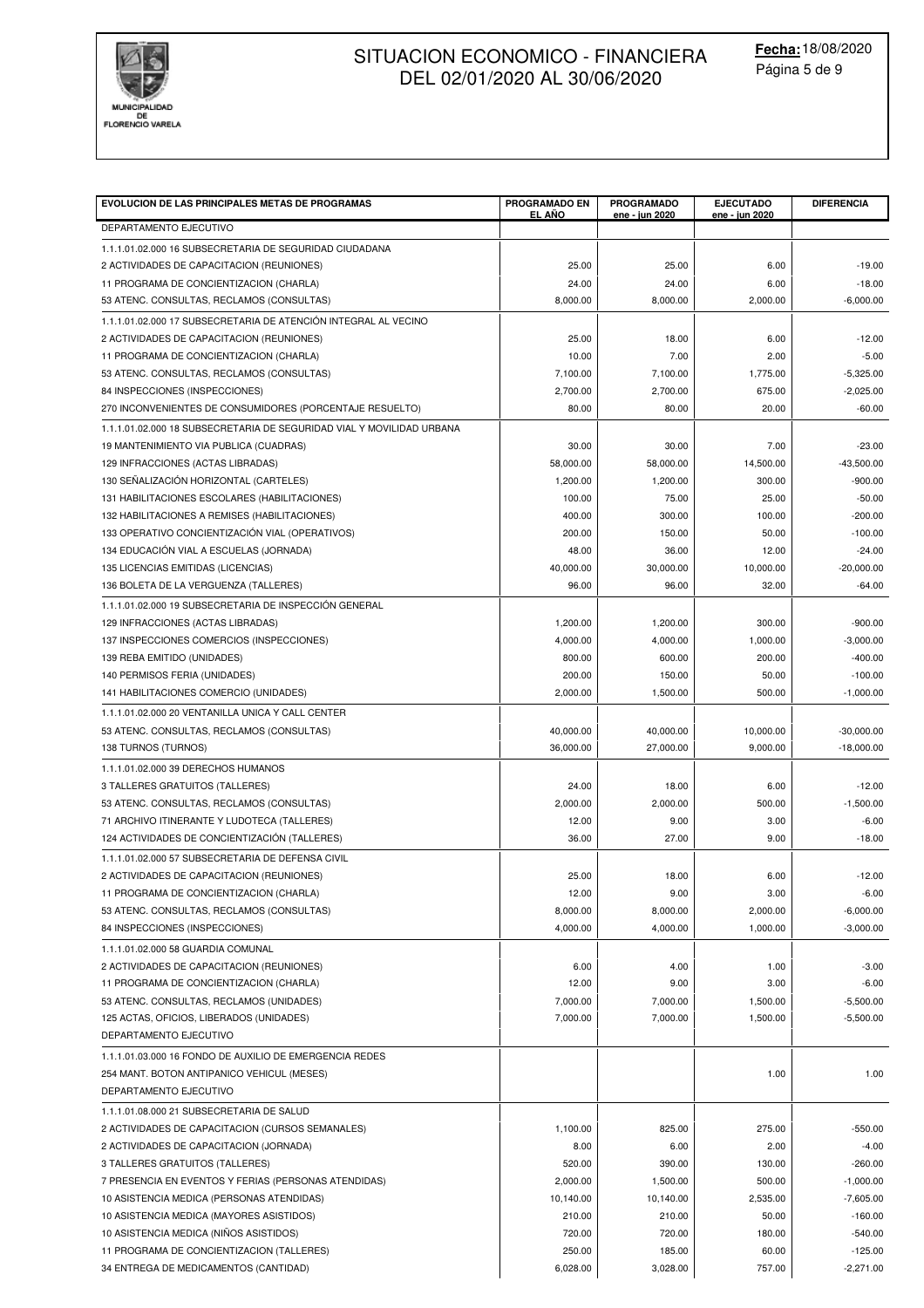# SITUACION ECONOMICO - FINANCIERA DEL 02/01/2020 AL 30/06/2020

**Fecha:** 18/08/2020

MUNICIPALIDAD DE FLORENCIO VARELA

| EVOLUCION DE LAS PRINCIPALES METAS DE PROGRAMAS | PROGRAMADO EN EL AÑO | PROGRAMADO ene - jun 2020 | EJECUTADO ene - jun 2020 | DIFERENCIA |
|---|---|---|---|---|
| DEPARTAMENTO EJECUTIVO | | | | |
| 1.1.1.01.02.000 16 SUBSECRETARIA DE SEGURIDAD CIUDADANA | | | | |
| 2 ACTIVIDADES DE CAPACITACION (REUNIONES) | 25.00 | 25.00 | 6.00 | -19.00 |
| 11 PROGRAMA DE CONCIENTIZACION (CHARLA) | 24.00 | 24.00 | 6.00 | -18.00 |
| 53 ATENC. CONSULTAS, RECLAMOS (CONSULTAS) | 8,000.00 | 8,000.00 | 2,000.00 | -6,000.00 |
| 1.1.1.01.02.000 17 SUBSECRETARIA DE ATENCIÓN INTEGRAL AL VECINO | | | | |
| 2 ACTIVIDADES DE CAPACITACION (REUNIONES) | 25.00 | 18.00 | 6.00 | -12.00 |
| 11 PROGRAMA DE CONCIENTIZACION (CHARLA) | 10.00 | 7.00 | 2.00 | -5.00 |
| 53 ATENC. CONSULTAS, RECLAMOS (CONSULTAS) | 7,100.00 | 7,100.00 | 1,775.00 | -5,325.00 |
| 84 INSPECCIONES (INSPECCIONES) | 2,700.00 | 2,700.00 | 675.00 | -2,025.00 |
| 270 INCONVENIENTES DE CONSUMIDORES (PORCENTAJE RESUELTO) | 80.00 | 80.00 | 20.00 | -60.00 |
| 1.1.1.01.02.000 18 SUBSECRETARIA DE SEGURIDAD VIAL Y MOVILIDAD URBANA | | | | |
| 19 MANTENIMIENTO VIA PUBLICA (CUADRAS) | 30.00 | 30.00 | 7.00 | -23.00 |
| 129 INFRACCIONES (ACTAS LIBRADAS) | 58,000.00 | 58,000.00 | 14,500.00 | -43,500.00 |
| 130 SEÑALIZACIÓN HORIZONTAL (CARTELES) | 1,200.00 | 1,200.00 | 300.00 | -900.00 |
| 131 HABILITACIONES ESCOLARES (HABILITACIONES) | 100.00 | 75.00 | 25.00 | -50.00 |
| 132 HABILITACIONES A REMISES (HABILITACIONES) | 400.00 | 300.00 | 100.00 | -200.00 |
| 133 OPERATIVO CONCIENTIZACIÓN VIAL (OPERATIVOS) | 200.00 | 150.00 | 50.00 | -100.00 |
| 134 EDUCACIÓN VIAL A ESCUELAS (JORNADA) | 48.00 | 36.00 | 12.00 | -24.00 |
| 135 LICENCIAS EMITIDAS (LICENCIAS) | 40,000.00 | 30,000.00 | 10,000.00 | -20,000.00 |
| 136 BOLETA DE LA VERGUENZA (TALLERES) | 96.00 | 96.00 | 32.00 | -64.00 |
| 1.1.1.01.02.000 19 SUBSECRETARIA DE INSPECCIÓN GENERAL | | | | |
| 129 INFRACCIONES (ACTAS LIBRADAS) | 1,200.00 | 1,200.00 | 300.00 | -900.00 |
| 137 INSPECCIONES COMERCIOS (INSPECCIONES) | 4,000.00 | 4,000.00 | 1,000.00 | -3,000.00 |
| 139 REBA EMITIDO (UNIDADES) | 800.00 | 600.00 | 200.00 | -400.00 |
| 140 PERMISOS FERIA (UNIDADES) | 200.00 | 150.00 | 50.00 | -100.00 |
| 141 HABILITACIONES COMERCIO (UNIDADES) | 2,000.00 | 1,500.00 | 500.00 | -1,000.00 |
| 1.1.1.01.02.000 20 VENTANILLA UNICA Y CALL CENTER | | | | |
| 53 ATENC. CONSULTAS, RECLAMOS (CONSULTAS) | 40,000.00 | 40,000.00 | 10,000.00 | -30,000.00 |
| 138 TURNOS (TURNOS) | 36,000.00 | 27,000.00 | 9,000.00 | -18,000.00 |
| 1.1.1.01.02.000 39 DERECHOS HUMANOS | | | | |
| 3 TALLERES GRATUITOS (TALLERES) | 24.00 | 18.00 | 6.00 | -12.00 |
| 53 ATENC. CONSULTAS, RECLAMOS (CONSULTAS) | 2,000.00 | 2,000.00 | 500.00 | -1,500.00 |
| 71 ARCHIVO ITINERANTE Y LUDOTECA (TALLERES) | 12.00 | 9.00 | 3.00 | -6.00 |
| 124 ACTIVIDADES DE CONCIENTIZACIÓN (TALLERES) | 36.00 | 27.00 | 9.00 | -18.00 |
| 1.1.1.01.02.000 57 SUBSECRETARIA DE DEFENSA CIVIL | | | | |
| 2 ACTIVIDADES DE CAPACITACION (REUNIONES) | 25.00 | 18.00 | 6.00 | -12.00 |
| 11 PROGRAMA DE CONCIENTIZACION (CHARLA) | 12.00 | 9.00 | 3.00 | -6.00 |
| 53 ATENC. CONSULTAS, RECLAMOS (CONSULTAS) | 8,000.00 | 8,000.00 | 2,000.00 | -6,000.00 |
| 84 INSPECCIONES (INSPECCIONES) | 4,000.00 | 4,000.00 | 1,000.00 | -3,000.00 |
| 1.1.1.01.02.000 58 GUARDIA COMUNAL | | | | |
| 2 ACTIVIDADES DE CAPACITACION (REUNIONES) | 6.00 | 4.00 | 1.00 | -3.00 |
| 11 PROGRAMA DE CONCIENTIZACION (CHARLA) | 12.00 | 9.00 | 3.00 | -6.00 |
| 53 ATENC. CONSULTAS, RECLAMOS (UNIDADES) | 7,000.00 | 7,000.00 | 1,500.00 | -5,500.00 |
| 125 ACTAS, OFICIOS, LIBERADOS (UNIDADES) | 7,000.00 | 7,000.00 | 1,500.00 | -5,500.00 |
| DEPARTAMENTO EJECUTIVO | | | | |
| 1.1.1.01.03.000 16 FONDO DE AUXILIO DE EMERGENCIA REDES | | | | |
| 254 MANT. BOTON ANTIPANICO VEHICUL (MESES) | | | 1.00 | 1.00 |
| DEPARTAMENTO EJECUTIVO | | | | |
| 1.1.1.01.08.000 21 SUBSECRETARIA DE SALUD | | | | |
| 2 ACTIVIDADES DE CAPACITACION (CURSOS SEMANALES) | 1,100.00 | 825.00 | 275.00 | -550.00 |
| 2 ACTIVIDADES DE CAPACITACION (JORNADA) | 8.00 | 6.00 | 2.00 | -4.00 |
| 3 TALLERES GRATUITOS (TALLERES) | 520.00 | 390.00 | 130.00 | -260.00 |
| 7 PRESENCIA EN EVENTOS Y FERIAS (PERSONAS ATENDIDAS) | 2,000.00 | 1,500.00 | 500.00 | -1,000.00 |
| 10 ASISTENCIA MEDICA (PERSONAS ATENDIDAS) | 10,140.00 | 10,140.00 | 2,535.00 | -7,605.00 |
| 10 ASISTENCIA MEDICA (MAYORES ASISTIDOS) | 210.00 | 210.00 | 50.00 | -160.00 |
| 10 ASISTENCIA MEDICA (NIÑOS ASISTIDOS) | 720.00 | 720.00 | 180.00 | -540.00 |
| 11 PROGRAMA DE CONCIENTIZACION (TALLERES) | 250.00 | 185.00 | 60.00 | -125.00 |
| 34 ENTREGA DE MEDICAMENTOS (CANTIDAD) | 6,028.00 | 3,028.00 | 757.00 | -2,271.00 |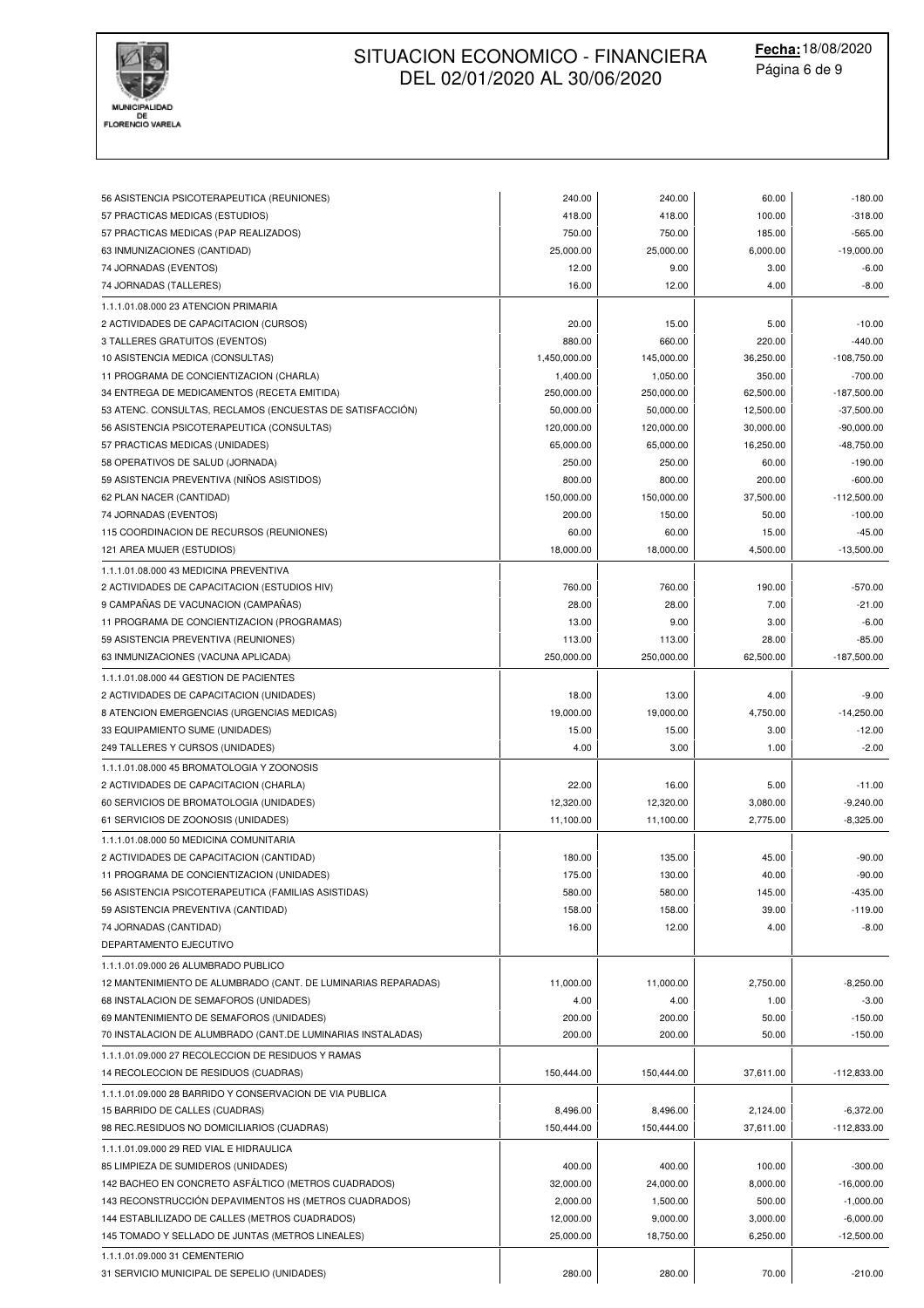# SITUACION ECONOMICO - FINANCIERA DEL 02/01/2020 AL 30/06/2020

**Fecha:** 18/08/2020

MUNICIPALIDAD DE FLORENCIO VARELA

| | | | | |
|---|---|---|---|---|
| 56 ASISTENCIA PSICOTERAPEUTICA (REUNIONES) | 240.00 | 240.00 | 60.00 | -180.00 |
| 57 PRACTICAS MEDICAS (ESTUDIOS) | 418.00 | 418.00 | 100.00 | -318.00 |
| 57 PRACTICAS MEDICAS (PAP REALIZADOS) | 750.00 | 750.00 | 185.00 | -565.00 |
| 63 INMUNIZACIONES (CANTIDAD) | 25,000.00 | 25,000.00 | 6,000.00 | -19,000.00 |
| 74 JORNADAS (EVENTOS) | 12.00 | 9.00 | 3.00 | -6.00 |
| 74 JORNADAS (TALLERES) | 16.00 | 12.00 | 4.00 | -8.00 |
| 1.1.1.01.08.000 23 ATENCION PRIMARIA | | | | |
| 2 ACTIVIDADES DE CAPACITACION (CURSOS) | 20.00 | 15.00 | 5.00 | -10.00 |
| 3 TALLERES GRATUITOS (EVENTOS) | 880.00 | 660.00 | 220.00 | -440.00 |
| 10 ASISTENCIA MEDICA (CONSULTAS) | 1,450,000.00 | 145,000.00 | 36,250.00 | -108,750.00 |
| 11 PROGRAMA DE CONCIENTIZACION (CHARLA) | 1,400.00 | 1,050.00 | 350.00 | -700.00 |
| 34 ENTREGA DE MEDICAMENTOS (RECETA EMITIDA) | 250,000.00 | 250,000.00 | 62,500.00 | -187,500.00 |
| 53 ATENC. CONSULTAS, RECLAMOS (ENCUESTAS DE SATISFACCIÓN) | 50,000.00 | 50,000.00 | 12,500.00 | -37,500.00 |
| 56 ASISTENCIA PSICOTERAPEUTICA (CONSULTAS) | 120,000.00 | 120,000.00 | 30,000.00 | -90,000.00 |
| 57 PRACTICAS MEDICAS (UNIDADES) | 65,000.00 | 65,000.00 | 16,250.00 | -48,750.00 |
| 58 OPERATIVOS DE SALUD (JORNADA) | 250.00 | 250.00 | 60.00 | -190.00 |
| 59 ASISTENCIA PREVENTIVA (NIÑOS ASISTIDOS) | 800.00 | 800.00 | 200.00 | -600.00 |
| 62 PLAN NACER (CANTIDAD) | 150,000.00 | 150,000.00 | 37,500.00 | -112,500.00 |
| 74 JORNADAS (EVENTOS) | 200.00 | 150.00 | 50.00 | -100.00 |
| 115 COORDINACION DE RECURSOS (REUNIONES) | 60.00 | 60.00 | 15.00 | -45.00 |
| 121 AREA MUJER (ESTUDIOS) | 18,000.00 | 18,000.00 | 4,500.00 | -13,500.00 |
| 1.1.1.01.08.000 43 MEDICINA PREVENTIVA | | | | |
| 2 ACTIVIDADES DE CAPACITACION (ESTUDIOS HIV) | 760.00 | 760.00 | 190.00 | -570.00 |
| 9 CAMPAÑAS DE VACUNACION (CAMPAÑAS) | 28.00 | 28.00 | 7.00 | -21.00 |
| 11 PROGRAMA DE CONCIENTIZACION (PROGRAMAS) | 13.00 | 9.00 | 3.00 | -6.00 |
| 59 ASISTENCIA PREVENTIVA (REUNIONES) | 113.00 | 113.00 | 28.00 | -85.00 |
| 63 INMUNIZACIONES (VACUNA APLICADA) | 250,000.00 | 250,000.00 | 62,500.00 | -187,500.00 |
| 1.1.1.01.08.000 44 GESTION DE PACIENTES | | | | |
| 2 ACTIVIDADES DE CAPACITACION (UNIDADES) | 18.00 | 13.00 | 4.00 | -9.00 |
| 8 ATENCION EMERGENCIAS (URGENCIAS MEDICAS) | 19,000.00 | 19,000.00 | 4,750.00 | -14,250.00 |
| 33 EQUIPAMIENTO SUME (UNIDADES) | 15.00 | 15.00 | 3.00 | -12.00 |
| 249 TALLERES Y CURSOS (UNIDADES) | 4.00 | 3.00 | 1.00 | -2.00 |
| 1.1.1.01.08.000 45 BROMATOLOGIA Y ZOONOSIS | | | | |
| 2 ACTIVIDADES DE CAPACITACION (CHARLA) | 22.00 | 16.00 | 5.00 | -11.00 |
| 60 SERVICIOS DE BROMATOLOGIA (UNIDADES) | 12,320.00 | 12,320.00 | 3,080.00 | -9,240.00 |
| 61 SERVICIOS DE ZOONOSIS (UNIDADES) | 11,100.00 | 11,100.00 | 2,775.00 | -8,325.00 |
| 1.1.1.01.08.000 50 MEDICINA COMUNITARIA | | | | |
| 2 ACTIVIDADES DE CAPACITACION (CANTIDAD) | 180.00 | 135.00 | 45.00 | -90.00 |
| 11 PROGRAMA DE CONCIENTIZACION (UNIDADES) | 175.00 | 130.00 | 40.00 | -90.00 |
| 56 ASISTENCIA PSICOTERAPEUTICA (FAMILIAS ASISTIDAS) | 580.00 | 580.00 | 145.00 | -435.00 |
| 59 ASISTENCIA PREVENTIVA (CANTIDAD) | 158.00 | 158.00 | 39.00 | -119.00 |
| 74 JORNADAS (CANTIDAD) | 16.00 | 12.00 | 4.00 | -8.00 |
| DEPARTAMENTO EJECUTIVO | | | | |
| 1.1.1.01.09.000 26 ALUMBRADO PUBLICO | | | | |
| 12 MANTENIMIENTO DE ALUMBRADO (CANT. DE LUMINARIAS REPARADAS) | 11,000.00 | 11,000.00 | 2,750.00 | -8,250.00 |
| 68 INSTALACION DE SEMAFOROS (UNIDADES) | 4.00 | 4.00 | 1.00 | -3.00 |
| 69 MANTENIMIENTO DE SEMAFOROS (UNIDADES) | 200.00 | 200.00 | 50.00 | -150.00 |
| 70 INSTALACION DE ALUMBRADO (CANT.DE LUMINARIAS INSTALADAS) | 200.00 | 200.00 | 50.00 | -150.00 |
| 1.1.1.01.09.000 27 RECOLECCION DE RESIDUOS Y RAMAS | | | | |
| 14 RECOLECCION DE RESIDUOS (CUADRAS) | 150,444.00 | 150,444.00 | 37,611.00 | -112,833.00 |
| 1.1.1.01.09.000 28 BARRIDO Y CONSERVACION DE VIA PUBLICA | | | | |
| 15 BARRIDO DE CALLES (CUADRAS) | 8,496.00 | 8,496.00 | 2,124.00 | -6,372.00 |
| 98 REC.RESIDUOS NO DOMICILIARIOS (CUADRAS) | 150,444.00 | 150,444.00 | 37,611.00 | -112,833.00 |
| 1.1.1.01.09.000 29 RED VIAL E HIDRAULICA | | | | |
| 85 LIMPIEZA DE SUMIDEROS (UNIDADES) | 400.00 | 400.00 | 100.00 | -300.00 |
| 142 BACHEO EN CONCRETO ASFÁLTICO (METROS CUADRADOS) | 32,000.00 | 24,000.00 | 8,000.00 | -16,000.00 |
| 143 RECONSTRUCCIÓN DEPAVIMENTOS HS (METROS CUADRADOS) | 2,000.00 | 1,500.00 | 500.00 | -1,000.00 |
| 144 ESTABLILIZADO DE CALLES (METROS CUADRADOS) | 12,000.00 | 9,000.00 | 3,000.00 | -6,000.00 |
| 145 TOMADO Y SELLADO DE JUNTAS (METROS LINEALES) | 25,000.00 | 18,750.00 | 6,250.00 | -12,500.00 |
| 1.1.1.01.09.000 31 CEMENTERIO | | | | |
| 31 SERVICIO MUNICIPAL DE SEPELIO (UNIDADES) | 280.00 | 280.00 | 70.00 | -210.00 |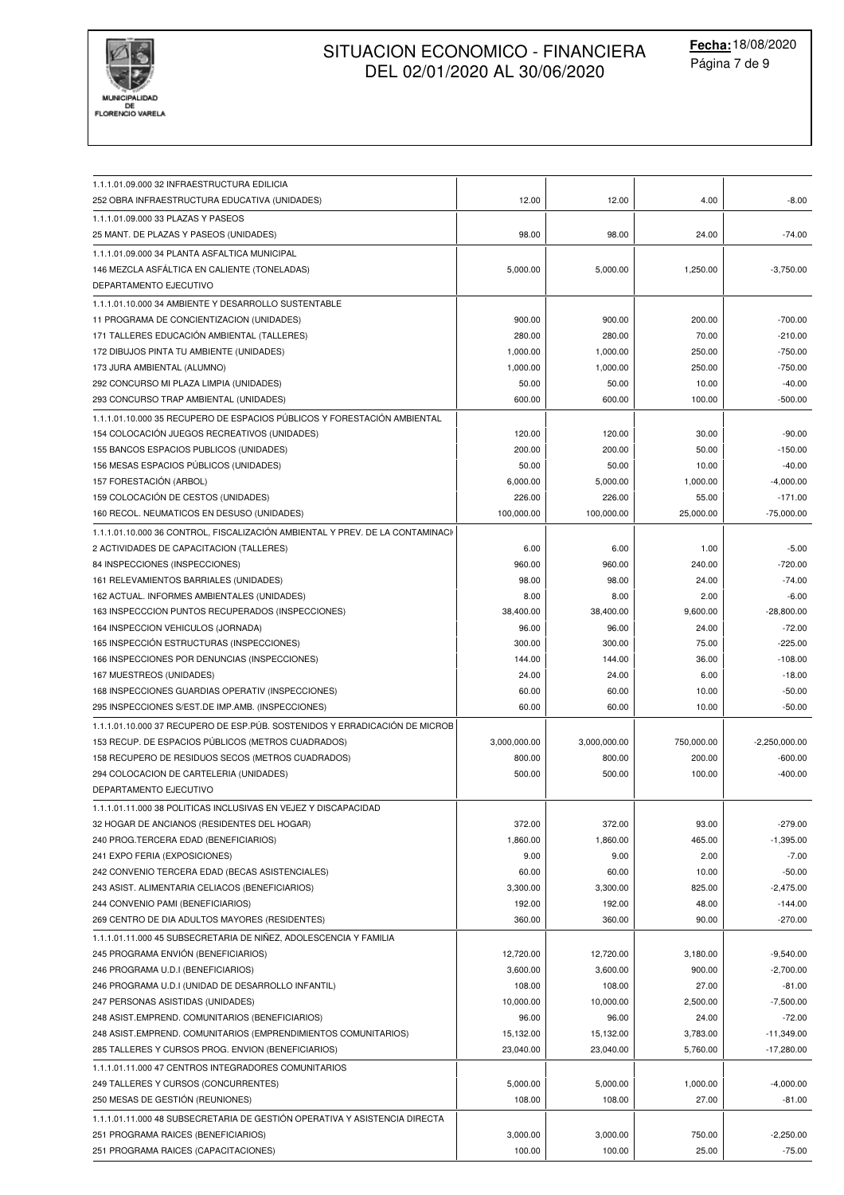| | | | | |
|---|---|---|---|---|
| 1.1.1.01.09.000 32 INFRAESTRUCTURA EDILICIA | | | | |
| 252 OBRA INFRAESTRUCTURA EDUCATIVA (UNIDADES) | 12.00 | 12.00 | 4.00 | -8.00 |
| 1.1.1.01.09.000 33 PLAZAS Y PASEOS | | | | |
| 25 MANT. DE PLAZAS Y PASEOS (UNIDADES) | 98.00 | 98.00 | 24.00 | -74.00 |
| 1.1.1.01.09.000 34 PLANTA ASFALTICA MUNICIPAL | | | | |
| 146 MEZCLA ASFÁLTICA EN CALIENTE (TONELADAS) | 5,000.00 | 5,000.00 | 1,250.00 | -3,750.00 |
| DEPARTAMENTO EJECUTIVO | | | | |
| 1.1.1.01.10.000 34 AMBIENTE Y DESARROLLO SUSTENTABLE | | | | |
| 11 PROGRAMA DE CONCIENTIZACION (UNIDADES) | 900.00 | 900.00 | 200.00 | -700.00 |
| 171 TALLERES EDUCACIÓN AMBIENTAL (TALLERES) | 280.00 | 280.00 | 70.00 | -210.00 |
| 172 DIBUJOS PINTA TU AMBIENTE (UNIDADES) | 1,000.00 | 1,000.00 | 250.00 | -750.00 |
| 173 JURA AMBIENTAL (ALUMNO) | 1,000.00 | 1,000.00 | 250.00 | -750.00 |
| 292 CONCURSO MI PLAZA LIMPIA (UNIDADES) | 50.00 | 50.00 | 10.00 | -40.00 |
| 293 CONCURSO TRAP AMBIENTAL (UNIDADES) | 600.00 | 600.00 | 100.00 | -500.00 |
| 1.1.1.01.10.000 35 RECUPERO DE ESPACIOS PÚBLICOS Y FORESTACIÓN AMBIENTAL | | | | |
| 154 COLOCACIÓN JUEGOS RECREATIVOS (UNIDADES) | 120.00 | 120.00 | 30.00 | -90.00 |
| 155 BANCOS ESPACIOS PUBLICOS (UNIDADES) | 200.00 | 200.00 | 50.00 | -150.00 |
| 156 MESAS ESPACIOS PÚBLICOS (UNIDADES) | 50.00 | 50.00 | 10.00 | -40.00 |
| 157 FORESTACIÓN (ARBOL) | 6,000.00 | 5,000.00 | 1,000.00 | -4,000.00 |
| 159 COLOCACIÓN DE CESTOS (UNIDADES) | 226.00 | 226.00 | 55.00 | -171.00 |
| 160 RECOL. NEUMATICOS EN DESUSO (UNIDADES) | 100,000.00 | 100,000.00 | 25,000.00 | -75,000.00 |
| 1.1.1.01.10.000 36 CONTROL, FISCALIZACIÓN AMBIENTAL Y PREV. DE LA CONTAMINACI | | | | |
| 2 ACTIVIDADES DE CAPACITACION (TALLERES) | 6.00 | 6.00 | 1.00 | -5.00 |
| 84 INSPECCIONES (INSPECCIONES) | 960.00 | 960.00 | 240.00 | -720.00 |
| 161 RELEVAMIENTOS BARRIALES (UNIDADES) | 98.00 | 98.00 | 24.00 | -74.00 |
| 162 ACTUAL. INFORMES AMBIENTALES (UNIDADES) | 8.00 | 8.00 | 2.00 | -6.00 |
| 163 INSPECCCION PUNTOS RECUPERADOS (INSPECCIONES) | 38,400.00 | 38,400.00 | 9,600.00 | -28,800.00 |
| 164 INSPECCION VEHICULOS (JORNADA) | 96.00 | 96.00 | 24.00 | -72.00 |
| 165 INSPECCIÓN ESTRUCTURAS (INSPECCIONES) | 300.00 | 300.00 | 75.00 | -225.00 |
| 166 INSPECCIONES POR DENUNCIAS (INSPECCIONES) | 144.00 | 144.00 | 36.00 | -108.00 |
| 167 MUESTREOS (UNIDADES) | 24.00 | 24.00 | 6.00 | -18.00 |
| 168 INSPECCIONES GUARDIAS OPERATIV (INSPECCIONES) | 60.00 | 60.00 | 10.00 | -50.00 |
| 295 INSPECCIONES S/EST.DE IMP.AMB. (INSPECCIONES) | 60.00 | 60.00 | 10.00 | -50.00 |
| 1.1.1.01.10.000 37 RECUPERO DE ESP.PÚB. SOSTENIDOS Y ERRADICACIÓN DE MICROB | | | | |
| 153 RECUP. DE ESPACIOS PÚBLICOS (METROS CUADRADOS) | 3,000,000.00 | 3,000,000.00 | 750,000.00 | -2,250,000.00 |
| 158 RECUPERO DE RESIDUOS SECOS (METROS CUADRADOS) | 800.00 | 800.00 | 200.00 | -600.00 |
| 294 COLOCACION DE CARTELERIA (UNIDADES) | 500.00 | 500.00 | 100.00 | -400.00 |
| DEPARTAMENTO EJECUTIVO | | | | |
| 1.1.1.01.11.000 38 POLITICAS INCLUSIVAS EN VEJEZ Y DISCAPACIDAD | | | | |
| 32 HOGAR DE ANCIANOS (RESIDENTES DEL HOGAR) | 372.00 | 372.00 | 93.00 | -279.00 |
| 240 PROG.TERCERA EDAD (BENEFICIARIOS) | 1,860.00 | 1,860.00 | 465.00 | -1,395.00 |
| 241 EXPO FERIA (EXPOSICIONES) | 9.00 | 9.00 | 2.00 | -7.00 |
| 242 CONVENIO TERCERA EDAD (BECAS ASISTENCIALES) | 60.00 | 60.00 | 10.00 | -50.00 |
| 243 ASIST. ALIMENTARIA CELIACOS (BENEFICIARIOS) | 3,300.00 | 3,300.00 | 825.00 | -2,475.00 |
| 244 CONVENIO PAMI (BENEFICIARIOS) | 192.00 | 192.00 | 48.00 | -144.00 |
| 269 CENTRO DE DIA ADULTOS MAYORES (RESIDENTES) | 360.00 | 360.00 | 90.00 | -270.00 |
| 1.1.1.01.11.000 45 SUBSECRETARIA DE NIÑEZ, ADOLESCENCIA Y FAMILIA | | | | |
| 245 PROGRAMA ENVIÓN (BENEFICIARIOS) | 12,720.00 | 12,720.00 | 3,180.00 | -9,540.00 |
| 246 PROGRAMA U.D.I (BENEFICIARIOS) | 3,600.00 | 3,600.00 | 900.00 | -2,700.00 |
| 246 PROGRAMA U.D.I (UNIDAD DE DESARROLLO INFANTIL) | 108.00 | 108.00 | 27.00 | -81.00 |
| 247 PERSONAS ASISTIDAS (UNIDADES) | 10,000.00 | 10,000.00 | 2,500.00 | -7,500.00 |
| 248 ASIST.EMPREND. COMUNITARIOS (BENEFICIARIOS) | 96.00 | 96.00 | 24.00 | -72.00 |
| 248 ASIST.EMPREND. COMUNITARIOS (EMPRENDIMIENTOS COMUNITARIOS) | 15,132.00 | 15,132.00 | 3,783.00 | -11,349.00 |
| 285 TALLERES Y CURSOS PROG. ENVION (BENEFICIARIOS) | 23,040.00 | 23,040.00 | 5,760.00 | -17,280.00 |
| 1.1.1.01.11.000 47 CENTROS INTEGRADORES COMUNITARIOS | | | | |
| 249 TALLERES Y CURSOS (CONCURRENTES) | 5,000.00 | 5,000.00 | 1,000.00 | -4,000.00 |
| 250 MESAS DE GESTIÓN (REUNIONES) | 108.00 | 108.00 | 27.00 | -81.00 |
| 1.1.1.01.11.000 48 SUBSECRETARIA DE GESTIÓN OPERATIVA Y ASISTENCIA DIRECTA | | | | |
| 251 PROGRAMA RAICES (BENEFICIARIOS) | 3,000.00 | 3,000.00 | 750.00 | -2,250.00 |
| 251 PROGRAMA RAICES (CAPACITACIONES) | 100.00 | 100.00 | 25.00 | -75.00 |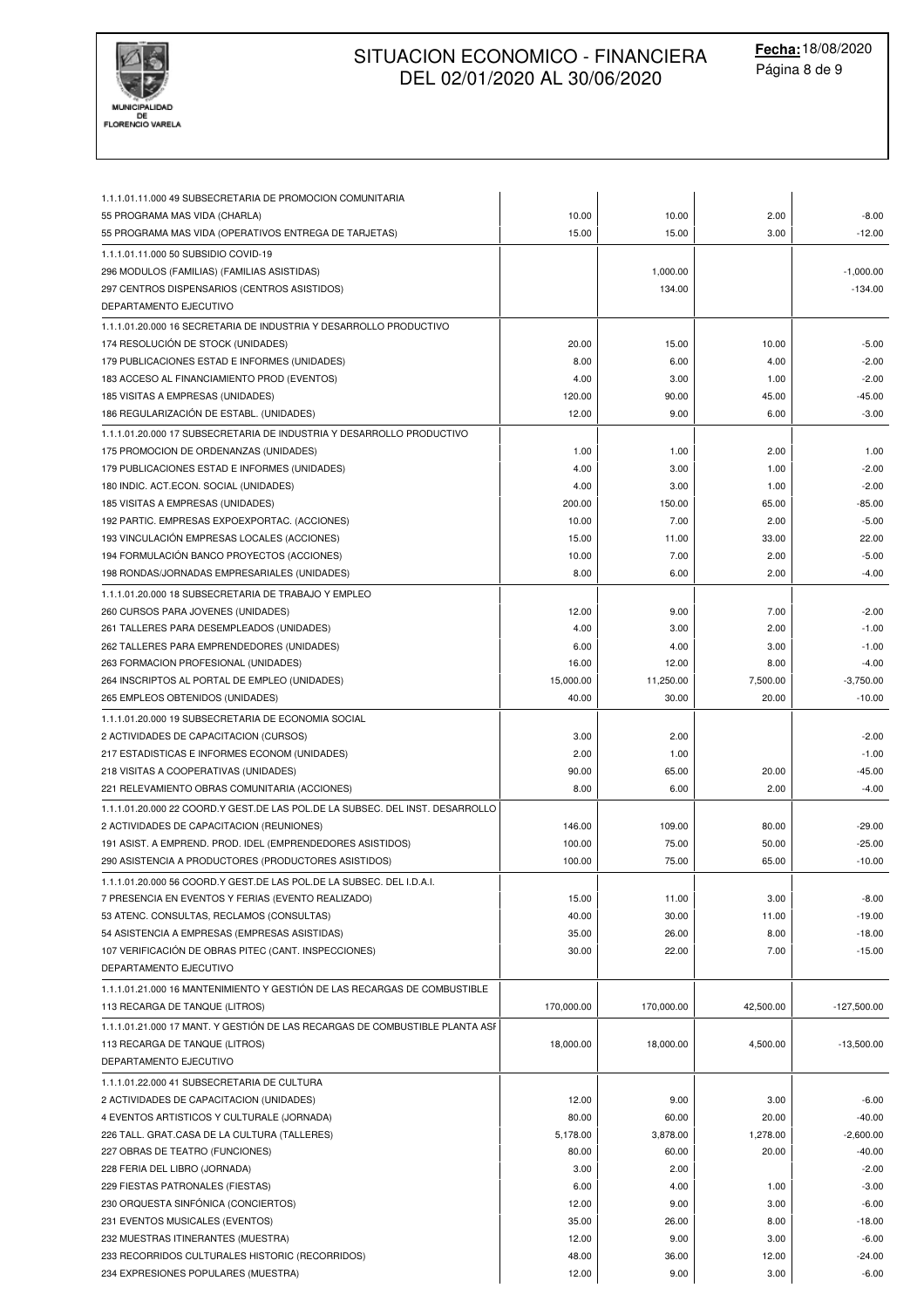# SITUACION ECONOMICO - FINANCIERA DEL 02/01/2020 AL 30/06/2020

**Fecha:** 18/08/2020

MUNICIPALIDAD DE FLORENCIO VARELA

| | | | | |
|---|---|---|---|---|
| 1.1.1.01.11.000 49 SUBSECRETARIA DE PROMOCION COMUNITARIA | | | | |
| 55 PROGRAMA MAS VIDA (CHARLA) | 10.00 | 10.00 | 2.00 | -8.00 |
| 55 PROGRAMA MAS VIDA (OPERATIVOS ENTREGA DE TARJETAS) | 15.00 | 15.00 | 3.00 | -12.00 |
| 1.1.1.01.11.000 50 SUBSIDIO COVID-19 | | | | |
| 296 MODULOS (FAMILIAS) (FAMILIAS ASISTIDAS) | | 1,000.00 | | -1,000.00 |
| 297 CENTROS DISPENSARIOS (CENTROS ASISTIDOS) | | 134.00 | | -134.00 |
| DEPARTAMENTO EJECUTIVO | | | | |
| 1.1.1.01.20.000 16 SECRETARIA DE INDUSTRIA Y DESARROLLO PRODUCTIVO | | | | |
| 174 RESOLUCIÓN DE STOCK (UNIDADES) | 20.00 | 15.00 | 10.00 | -5.00 |
| 179 PUBLICACIONES ESTAD E INFORMES (UNIDADES) | 8.00 | 6.00 | 4.00 | -2.00 |
| 183 ACCESO AL FINANCIAMIENTO PROD (EVENTOS) | 4.00 | 3.00 | 1.00 | -2.00 |
| 185 VISITAS A EMPRESAS (UNIDADES) | 120.00 | 90.00 | 45.00 | -45.00 |
| 186 REGULARIZACIÓN DE ESTABL. (UNIDADES) | 12.00 | 9.00 | 6.00 | -3.00 |
| 1.1.1.01.20.000 17 SUBSECRETARIA DE INDUSTRIA Y DESARROLLO PRODUCTIVO | | | | |
| 175 PROMOCION DE ORDENANZAS (UNIDADES) | 1.00 | 1.00 | 2.00 | 1.00 |
| 179 PUBLICACIONES ESTAD E INFORMES (UNIDADES) | 4.00 | 3.00 | 1.00 | -2.00 |
| 180 INDIC. ACT.ECON. SOCIAL (UNIDADES) | 4.00 | 3.00 | 1.00 | -2.00 |
| 185 VISITAS A EMPRESAS (UNIDADES) | 200.00 | 150.00 | 65.00 | -85.00 |
| 192 PARTIC. EMPRESAS EXPOEXPORTAC. (ACCIONES) | 10.00 | 7.00 | 2.00 | -5.00 |
| 193 VINCULACIÓN EMPRESAS LOCALES (ACCIONES) | 15.00 | 11.00 | 33.00 | 22.00 |
| 194 FORMULACIÓN BANCO PROYECTOS (ACCIONES) | 10.00 | 7.00 | 2.00 | -5.00 |
| 198 RONDAS/JORNADAS EMPRESARIALES (UNIDADES) | 8.00 | 6.00 | 2.00 | -4.00 |
| 1.1.1.01.20.000 18 SUBSECRETARIA DE TRABAJO Y EMPLEO | | | | |
| 260 CURSOS PARA JOVENES (UNIDADES) | 12.00 | 9.00 | 7.00 | -2.00 |
| 261 TALLERES PARA DESEMPLEADOS (UNIDADES) | 4.00 | 3.00 | 2.00 | -1.00 |
| 262 TALLERES PARA EMPRENDEDORES (UNIDADES) | 6.00 | 4.00 | 3.00 | -1.00 |
| 263 FORMACION PROFESIONAL (UNIDADES) | 16.00 | 12.00 | 8.00 | -4.00 |
| 264 INSCRIPTOS AL PORTAL DE EMPLEO (UNIDADES) | 15,000.00 | 11,250.00 | 7,500.00 | -3,750.00 |
| 265 EMPLEOS OBTENIDOS (UNIDADES) | 40.00 | 30.00 | 20.00 | -10.00 |
| 1.1.1.01.20.000 19 SUBSECRETARIA DE ECONOMIA SOCIAL | | | | |
| 2 ACTIVIDADES DE CAPACITACION (CURSOS) | 3.00 | 2.00 | | -2.00 |
| 217 ESTADISTICAS E INFORMES ECONOM (UNIDADES) | 2.00 | 1.00 | | -1.00 |
| 218 VISITAS A COOPERATIVAS (UNIDADES) | 90.00 | 65.00 | 20.00 | -45.00 |
| 221 RELEVAMIENTO OBRAS COMUNITARIA (ACCIONES) | 8.00 | 6.00 | 2.00 | -4.00 |
| 1.1.1.01.20.000 22 COORD.Y GEST.DE LAS POL.DE LA SUBSEC. DEL INST. DESARROLLO | | | | |
| 2 ACTIVIDADES DE CAPACITACION (REUNIONES) | 146.00 | 109.00 | 80.00 | -29.00 |
| 191 ASIST. A EMPREND. PROD. IDEL (EMPRENDEDORES ASISTIDOS) | 100.00 | 75.00 | 50.00 | -25.00 |
| 290 ASISTENCIA A PRODUCTORES (PRODUCTORES ASISTIDOS) | 100.00 | 75.00 | 65.00 | -10.00 |
| 1.1.1.01.20.000 56 COORD.Y GEST.DE LAS POL.DE LA SUBSEC. DEL I.D.A.I. | | | | |
| 7 PRESENCIA EN EVENTOS Y FERIAS (EVENTO REALIZADO) | 15.00 | 11.00 | 3.00 | -8.00 |
| 53 ATENC. CONSULTAS, RECLAMOS (CONSULTAS) | 40.00 | 30.00 | 11.00 | -19.00 |
| 54 ASISTENCIA A EMPRESAS (EMPRESAS ASISTIDAS) | 35.00 | 26.00 | 8.00 | -18.00 |
| 107 VERIFICACIÓN DE OBRAS PITEC (CANT. INSPECCIONES) | 30.00 | 22.00 | 7.00 | -15.00 |
| DEPARTAMENTO EJECUTIVO | | | | |
| 1.1.1.01.21.000 16 MANTENIMIENTO Y GESTIÓN DE LAS RECARGAS DE COMBUSTIBLE | | | | |
| 113 RECARGA DE TANQUE (LITROS) | 170,000.00 | 170,000.00 | 42,500.00 | -127,500.00 |
| 1.1.1.01.21.000 17 MANT. Y GESTIÓN DE LAS RECARGAS DE COMBUSTIBLE PLANTA ASF | | | | |
| 113 RECARGA DE TANQUE (LITROS) | 18,000.00 | 18,000.00 | 4,500.00 | -13,500.00 |
| DEPARTAMENTO EJECUTIVO | | | | |
| 1.1.1.01.22.000 41 SUBSECRETARIA DE CULTURA | | | | |
| 2 ACTIVIDADES DE CAPACITACION (UNIDADES) | 12.00 | 9.00 | 3.00 | -6.00 |
| 4 EVENTOS ARTISTICOS Y CULTURALE (JORNADA) | 80.00 | 60.00 | 20.00 | -40.00 |
| 226 TALL. GRAT.CASA DE LA CULTURA (TALLERES) | 5,178.00 | 3,878.00 | 1,278.00 | -2,600.00 |
| 227 OBRAS DE TEATRO (FUNCIONES) | 80.00 | 60.00 | 20.00 | -40.00 |
| 228 FERIA DEL LIBRO (JORNADA) | 3.00 | 2.00 | | -2.00 |
| 229 FIESTAS PATRONALES (FIESTAS) | 6.00 | 4.00 | 1.00 | -3.00 |
| 230 ORQUESTA SINFÓNICA (CONCIERTOS) | 12.00 | 9.00 | 3.00 | -6.00 |
| 231 EVENTOS MUSICALES (EVENTOS) | 35.00 | 26.00 | 8.00 | -18.00 |
| 232 MUESTRAS ITINERANTES (MUESTRA) | 12.00 | 9.00 | 3.00 | -6.00 |
| 233 RECORRIDOS CULTURALES HISTORIC (RECORRIDOS) | 48.00 | 36.00 | 12.00 | -24.00 |
| 234 EXPRESIONES POPULARES (MUESTRA) | 12.00 | 9.00 | 3.00 | -6.00 |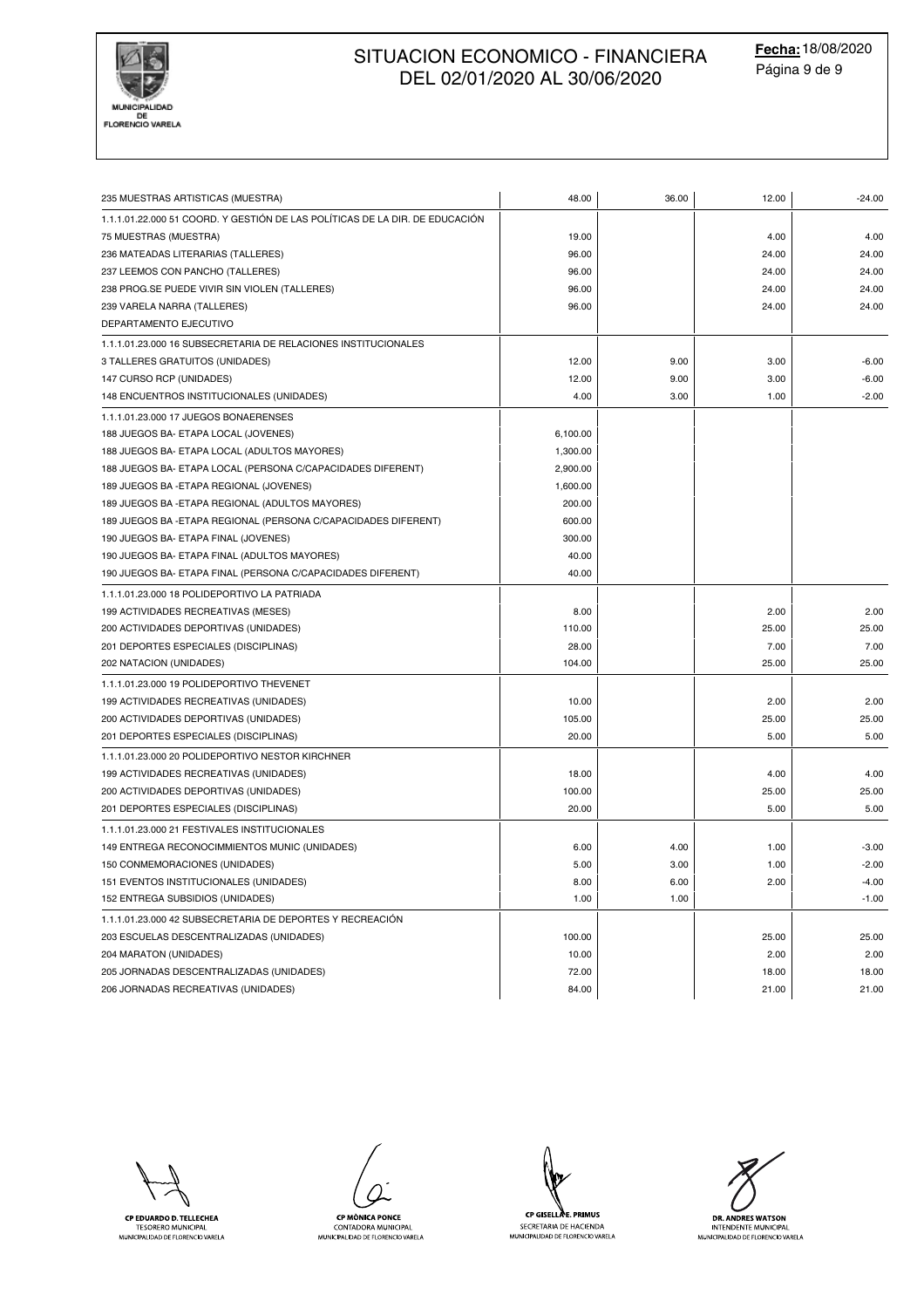# SITUACION ECONOMICO - FINANCIERA DEL 02/01/2020 AL 30/06/2020

**Fecha:** 18/08/2020

MUNICIPALIDAD DE FLORENCIO VARELA

| | | | | |
|---|---|---|---|---|
| 235 MUESTRAS ARTISTICAS (MUESTRA) | 48.00 | 36.00 | 12.00 | -24.00 |
| 1.1.1.01.22.000 51 COORD. Y GESTIÓN DE LAS POLÍTICAS DE LA DIR. DE EDUCACIÓN | | | | |
| 75 MUESTRAS (MUESTRA) | 19.00 | | 4.00 | 4.00 |
| 236 MATEADAS LITERARIAS (TALLERES) | 96.00 | | 24.00 | 24.00 |
| 237 LEEMOS CON PANCHO (TALLERES) | 96.00 | | 24.00 | 24.00 |
| 238 PROG.SE PUEDE VIVIR SIN VIOLEN (TALLERES) | 96.00 | | 24.00 | 24.00 |
| 239 VARELA NARRA (TALLERES) | 96.00 | | 24.00 | 24.00 |
| DEPARTAMENTO EJECUTIVO | | | | |
| 1.1.1.01.23.000 16 SUBSECRETARIA DE RELACIONES INSTITUCIONALES | | | | |
| 3 TALLERES GRATUITOS (UNIDADES) | 12.00 | 9.00 | 3.00 | -6.00 |
| 147 CURSO RCP (UNIDADES) | 12.00 | 9.00 | 3.00 | -6.00 |
| 148 ENCUENTROS INSTITUCIONALES (UNIDADES) | 4.00 | 3.00 | 1.00 | -2.00 |
| 1.1.1.01.23.000 17 JUEGOS BONAERENSES | | | | |
| 188 JUEGOS BA- ETAPA LOCAL (JOVENES) | 6,100.00 | | | |
| 188 JUEGOS BA- ETAPA LOCAL (ADULTOS MAYORES) | 1,300.00 | | | |
| 188 JUEGOS BA- ETAPA LOCAL (PERSONA C/CAPACIDADES DIFERENT) | 2,900.00 | | | |
| 189 JUEGOS BA -ETAPA REGIONAL (JOVENES) | 1,600.00 | | | |
| 189 JUEGOS BA -ETAPA REGIONAL (ADULTOS MAYORES) | 200.00 | | | |
| 189 JUEGOS BA -ETAPA REGIONAL (PERSONA C/CAPACIDADES DIFERENT) | 600.00 | | | |
| 190 JUEGOS BA- ETAPA FINAL (JOVENES) | 300.00 | | | |
| 190 JUEGOS BA- ETAPA FINAL (ADULTOS MAYORES) | 40.00 | | | |
| 190 JUEGOS BA- ETAPA FINAL (PERSONA C/CAPACIDADES DIFERENT) | 40.00 | | | |
| 1.1.1.01.23.000 18 POLIDEPORTIVO LA PATRIADA | | | | |
| 199 ACTIVIDADES RECREATIVAS (MESES) | 8.00 | | 2.00 | 2.00 |
| 200 ACTIVIDADES DEPORTIVAS (UNIDADES) | 110.00 | | 25.00 | 25.00 |
| 201 DEPORTES ESPECIALES (DISCIPLINAS) | 28.00 | | 7.00 | 7.00 |
| 202 NATACION (UNIDADES) | 104.00 | | 25.00 | 25.00 |
| 1.1.1.01.23.000 19 POLIDEPORTIVO THEVENET | | | | |
| 199 ACTIVIDADES RECREATIVAS (UNIDADES) | 10.00 | | 2.00 | 2.00 |
| 200 ACTIVIDADES DEPORTIVAS (UNIDADES) | 105.00 | | 25.00 | 25.00 |
| 201 DEPORTES ESPECIALES (DISCIPLINAS) | 20.00 | | 5.00 | 5.00 |
| 1.1.1.01.23.000 20 POLIDEPORTIVO NESTOR KIRCHNER | | | | |
| 199 ACTIVIDADES RECREATIVAS (UNIDADES) | 18.00 | | 4.00 | 4.00 |
| 200 ACTIVIDADES DEPORTIVAS (UNIDADES) | 100.00 | | 25.00 | 25.00 |
| 201 DEPORTES ESPECIALES (DISCIPLINAS) | 20.00 | | 5.00 | 5.00 |
| 1.1.1.01.23.000 21 FESTIVALES INSTITUCIONALES | | | | |
| 149 ENTREGA RECONOCIMMIENTOS MUNIC (UNIDADES) | 6.00 | 4.00 | 1.00 | -3.00 |
| 150 CONMEMORACIONES (UNIDADES) | 5.00 | 3.00 | 1.00 | -2.00 |
| 151 EVENTOS INSTITUCIONALES (UNIDADES) | 8.00 | 6.00 | 2.00 | -4.00 |
| 152 ENTREGA SUBSIDIOS (UNIDADES) | 1.00 | 1.00 | | -1.00 |
| 1.1.1.01.23.000 42 SUBSECRETARIA DE DEPORTES Y RECREACIÓN | | | | |
| 203 ESCUELAS DESCENTRALIZADAS (UNIDADES) | 100.00 | | 25.00 | 25.00 |
| 204 MARATON (UNIDADES) | 10.00 | | 2.00 | 2.00 |
| 205 JORNADAS DESCENTRALIZADAS (UNIDADES) | 72.00 | | 18.00 | 18.00 |
| 206 JORNADAS RECREATIVAS (UNIDADES) | 84.00 | | 21.00 | 21.00 |

CP EDUARDO D. TELLECHEA
TESORERO MUNICIPAL
MUNICIPALIDAD DE FLORENCIO VARELA

CP MÓNICA PONCE
CONTADORA MUNICIPAL
MUNICIPALIDAD DE FLORENCIO VARELA

CP GISELLA E. PRIMUS
SECRETARIA DE HACIENDA
MUNICIPALIDAD DE FLORENCIO VARELA

DR. ANDRES WATSON
INTENDENTE MUNICIPAL
MUNICIPALIDAD DE FLORENCIO VARELA